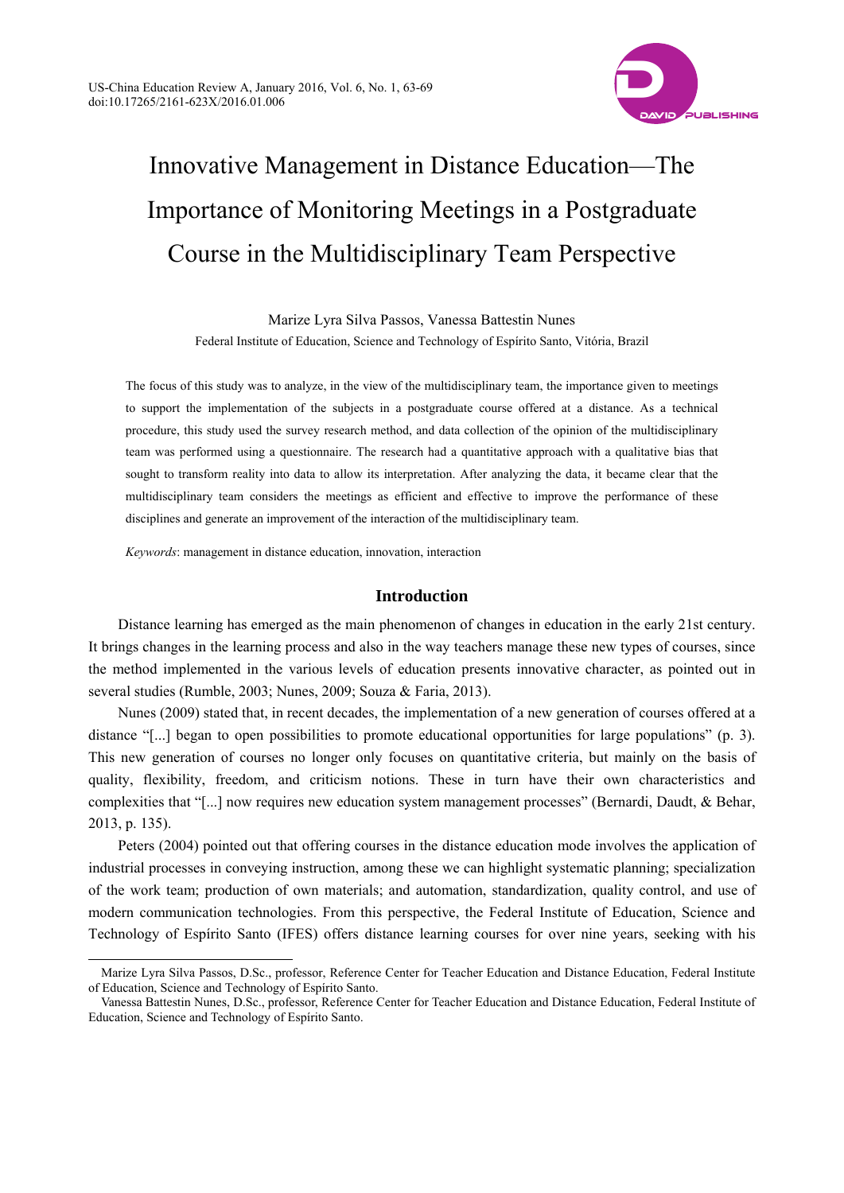# Innovative Management in Distance Education—The Importance of Monitoring Meetings in a Postgraduate Course in the Multidisciplinary Team Perspective

Marize Lyra Silva Passos, Vanessa Battestin Nunes

Federal Institute of Education, Science and Technology of Espírito Santo, Vitória, Brazil

The focus of this study was to analyze, in the view of the multidisciplinary team, the importance given to meetings to support the implementation of the subjects in a postgraduate course offered at a distance. As a technical procedure, this study used the survey research method, and data collection of the opinion of the multidisciplinary team was performed using a questionnaire. The research had a quantitative approach with a qualitative bias that sought to transform reality into data to allow its interpretation. After analyzing the data, it became clear that the multidisciplinary team considers the meetings as efficient and effective to improve the performance of these disciplines and generate an improvement of the interaction of the multidisciplinary team.

*Keywords*: management in distance education, innovation, interaction

## Introduction

Distance learning has emerged as the main phenomenon of changes in education in the early 21st century. It brings changes in the learning process and also in the way teachers manage these new types of courses, since the method implemented in the various levels of education presents innovative character, as pointed out in several studies (Rumble, 2003; Nunes, 2009; Souza & Faria, 2013).

Nunes (2009) stated that, in recent decades, the implementation of a new generation of courses offered at a distance "[...] began to open possibilities to promote educational opportunities for large populations" (p. 3). This new generation of courses no longer only focuses on quantitative criteria, but mainly on the basis of quality, flexibility, freedom, and criticism notions. These in turn have their own characteristics and complexities that "[...] now requires new education system management processes" (Bernardi, Daudt, & Behar, 2013, p. 135).

Peters (2004) pointed out that offering courses in the distance education mode involves the application of industrial processes in conveying instruction, among these we can highlight systematic planning; specialization of the work team; production of own materials; and automation, standardization, quality control, and use of modern communication technologies. From this perspective, the Federal Institute of Education, Science and Technology of Espírito Santo (IFES) offers distance learning courses for over nine years, seeking with his

---

Marize Lyra Silva Passos, D.Sc., professor, Reference Center for Teacher Education and Distance Education, Federal Institute of Education, Science and Technology of Espírito Santo.

Vanessa Battestin Nunes, D.Sc., professor, Reference Center for Teacher Education and Distance Education, Federal Institute of Education, Science and Technology of Espírito Santo.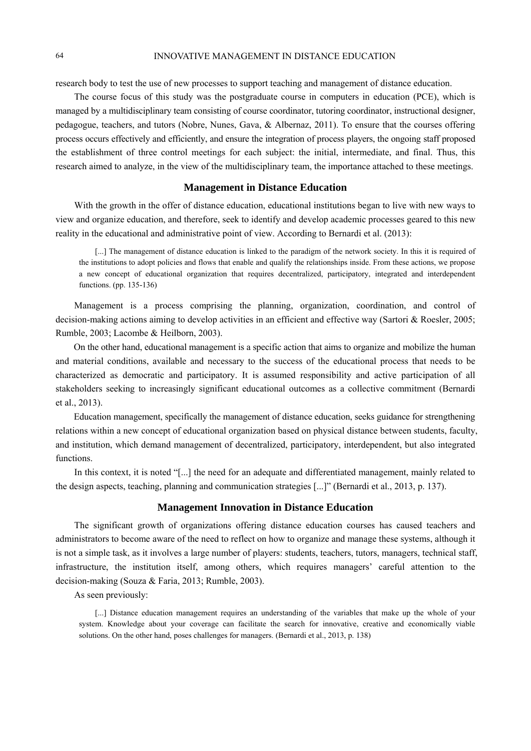research body to test the use of new processes to support teaching and management of distance education.

The course focus of this study was the postgraduate course in computers in education (PCE), which is managed by a multidisciplinary team consisting of course coordinator, tutoring coordinator, instructional designer, pedagogue, teachers, and tutors (Nobre, Nunes, Gava, & Albernaz, 2011). To ensure that the courses offering process occurs effectively and efficiently, and ensure the integration of process players, the ongoing staff proposed the establishment of three control meetings for each subject: the initial, intermediate, and final. Thus, this research aimed to analyze, in the view of the multidisciplinary team, the importance attached to these meetings.

## Management in Distance Education

With the growth in the offer of distance education, educational institutions began to live with new ways to view and organize education, and therefore, seek to identify and develop academic processes geared to this new reality in the educational and administrative point of view. According to Bernardi et al. (2013):

> [...] The management of distance education is linked to the paradigm of the network society. In this it is required of the institutions to adopt policies and flows that enable and qualify the relationships inside. From these actions, we propose a new concept of educational organization that requires decentralized, participatory, integrated and interdependent functions. (pp. 135-136)

Management is a process comprising the planning, organization, coordination, and control of decision-making actions aiming to develop activities in an efficient and effective way (Sartori & Roesler, 2005; Rumble, 2003; Lacombe & Heilborn, 2003).

On the other hand, educational management is a specific action that aims to organize and mobilize the human and material conditions, available and necessary to the success of the educational process that needs to be characterized as democratic and participatory. It is assumed responsibility and active participation of all stakeholders seeking to increasingly significant educational outcomes as a collective commitment (Bernardi et al., 2013).

Education management, specifically the management of distance education, seeks guidance for strengthening relations within a new concept of educational organization based on physical distance between students, faculty, and institution, which demand management of decentralized, participatory, interdependent, but also integrated functions.

In this context, it is noted "[...] the need for an adequate and differentiated management, mainly related to the design aspects, teaching, planning and communication strategies [...]" (Bernardi et al., 2013, p. 137).

## Management Innovation in Distance Education

The significant growth of organizations offering distance education courses has caused teachers and administrators to become aware of the need to reflect on how to organize and manage these systems, although it is not a simple task, as it involves a large number of players: students, teachers, tutors, managers, technical staff, infrastructure, the institution itself, among others, which requires managers' careful attention to the decision-making (Souza & Faria, 2013; Rumble, 2003).

As seen previously:

> [...] Distance education management requires an understanding of the variables that make up the whole of your system. Knowledge about your coverage can facilitate the search for innovative, creative and economically viable solutions. On the other hand, poses challenges for managers. (Bernardi et al., 2013, p. 138)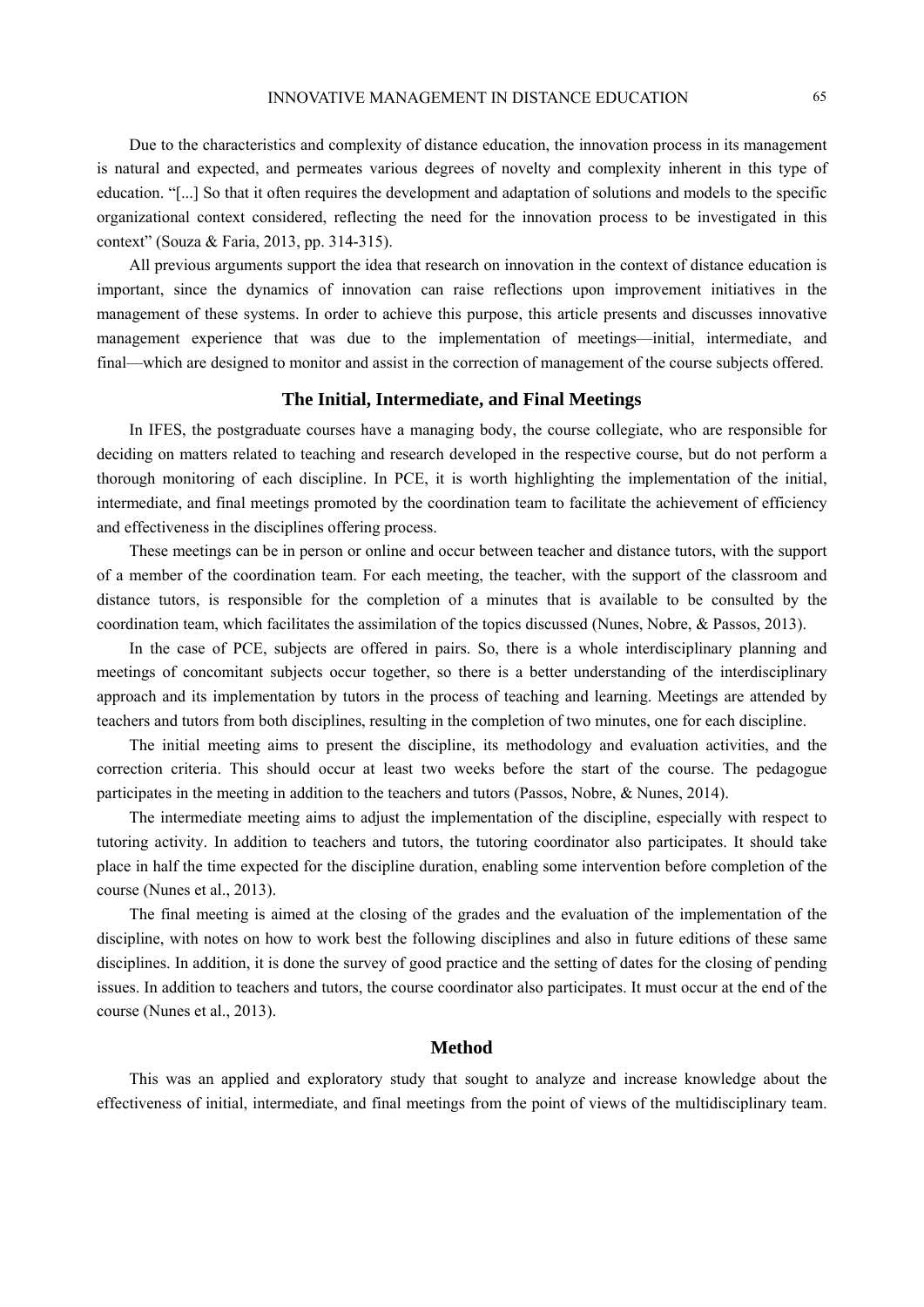Due to the characteristics and complexity of distance education, the innovation process in its management is natural and expected, and permeates various degrees of novelty and complexity inherent in this type of education. "[...] So that it often requires the development and adaptation of solutions and models to the specific organizational context considered, reflecting the need for the innovation process to be investigated in this context" (Souza & Faria, 2013, pp. 314-315).

All previous arguments support the idea that research on innovation in the context of distance education is important, since the dynamics of innovation can raise reflections upon improvement initiatives in the management of these systems. In order to achieve this purpose, this article presents and discusses innovative management experience that was due to the implementation of meetings—initial, intermediate, and final—which are designed to monitor and assist in the correction of management of the course subjects offered.

## The Initial, Intermediate, and Final Meetings

In IFES, the postgraduate courses have a managing body, the course collegiate, who are responsible for deciding on matters related to teaching and research developed in the respective course, but do not perform a thorough monitoring of each discipline. In PCE, it is worth highlighting the implementation of the initial, intermediate, and final meetings promoted by the coordination team to facilitate the achievement of efficiency and effectiveness in the disciplines offering process.

These meetings can be in person or online and occur between teacher and distance tutors, with the support of a member of the coordination team. For each meeting, the teacher, with the support of the classroom and distance tutors, is responsible for the completion of a minutes that is available to be consulted by the coordination team, which facilitates the assimilation of the topics discussed (Nunes, Nobre, & Passos, 2013).

In the case of PCE, subjects are offered in pairs. So, there is a whole interdisciplinary planning and meetings of concomitant subjects occur together, so there is a better understanding of the interdisciplinary approach and its implementation by tutors in the process of teaching and learning. Meetings are attended by teachers and tutors from both disciplines, resulting in the completion of two minutes, one for each discipline.

The initial meeting aims to present the discipline, its methodology and evaluation activities, and the correction criteria. This should occur at least two weeks before the start of the course. The pedagogue participates in the meeting in addition to the teachers and tutors (Passos, Nobre, & Nunes, 2014).

The intermediate meeting aims to adjust the implementation of the discipline, especially with respect to tutoring activity. In addition to teachers and tutors, the tutoring coordinator also participates. It should take place in half the time expected for the discipline duration, enabling some intervention before completion of the course (Nunes et al., 2013).

The final meeting is aimed at the closing of the grades and the evaluation of the implementation of the discipline, with notes on how to work best the following disciplines and also in future editions of these same disciplines. In addition, it is done the survey of good practice and the setting of dates for the closing of pending issues. In addition to teachers and tutors, the course coordinator also participates. It must occur at the end of the course (Nunes et al., 2013).

## Method

This was an applied and exploratory study that sought to analyze and increase knowledge about the effectiveness of initial, intermediate, and final meetings from the point of views of the multidisciplinary team.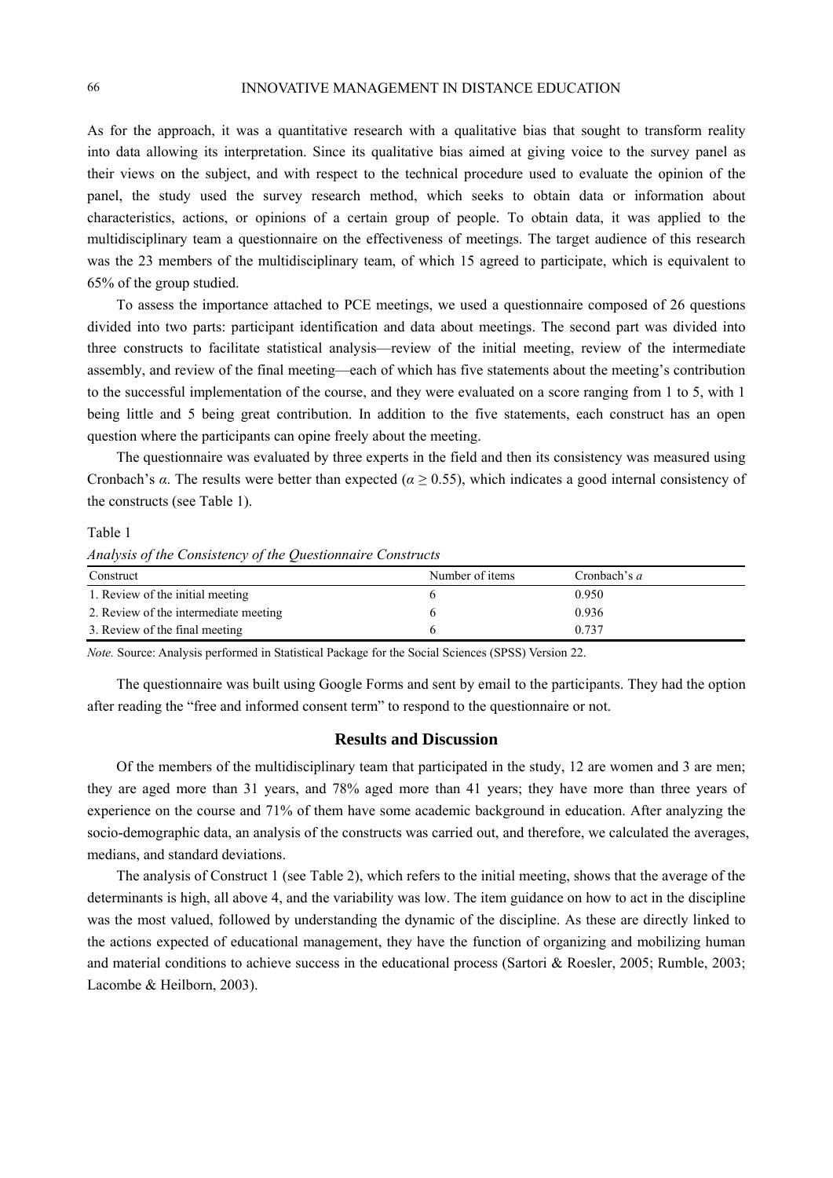As for the approach, it was a quantitative research with a qualitative bias that sought to transform reality into data allowing its interpretation. Since its qualitative bias aimed at giving voice to the survey panel as their views on the subject, and with respect to the technical procedure used to evaluate the opinion of the panel, the study used the survey research method, which seeks to obtain data or information about characteristics, actions, or opinions of a certain group of people. To obtain data, it was applied to the multidisciplinary team a questionnaire on the effectiveness of meetings. The target audience of this research was the 23 members of the multidisciplinary team, of which 15 agreed to participate, which is equivalent to 65% of the group studied.

To assess the importance attached to PCE meetings, we used a questionnaire composed of 26 questions divided into two parts: participant identification and data about meetings. The second part was divided into three constructs to facilitate statistical analysis—review of the initial meeting, review of the intermediate assembly, and review of the final meeting—each of which has five statements about the meeting's contribution to the successful implementation of the course, and they were evaluated on a score ranging from 1 to 5, with 1 being little and 5 being great contribution. In addition to the five statements, each construct has an open question where the participants can opine freely about the meeting.

The questionnaire was evaluated by three experts in the field and then its consistency was measured using Cronbach's $\alpha$. The results were better than expected ($\alpha \geq 0.55$), which indicates a good internal consistency of the constructs (see Table 1).

Table 1

*Analysis of the Consistency of the Questionnaire Constructs*

| Construct | Number of items | Cronbach's $a$ |
|---|---|---|
| 1. Review of the initial meeting | 6 | 0.950 |
| 2. Review of the intermediate meeting | 6 | 0.936 |
| 3. Review of the final meeting | 6 | 0.737 |

*Note.* Source: Analysis performed in Statistical Package for the Social Sciences (SPSS) Version 22.

The questionnaire was built using Google Forms and sent by email to the participants. They had the option after reading the "free and informed consent term" to respond to the questionnaire or not.

## Results and Discussion

Of the members of the multidisciplinary team that participated in the study, 12 are women and 3 are men; they are aged more than 31 years, and 78% aged more than 41 years; they have more than three years of experience on the course and 71% of them have some academic background in education. After analyzing the socio-demographic data, an analysis of the constructs was carried out, and therefore, we calculated the averages, medians, and standard deviations.

The analysis of Construct 1 (see Table 2), which refers to the initial meeting, shows that the average of the determinants is high, all above 4, and the variability was low. The item guidance on how to act in the discipline was the most valued, followed by understanding the dynamic of the discipline. As these are directly linked to the actions expected of educational management, they have the function of organizing and mobilizing human and material conditions to achieve success in the educational process (Sartori & Roesler, 2005; Rumble, 2003; Lacombe & Heilborn, 2003).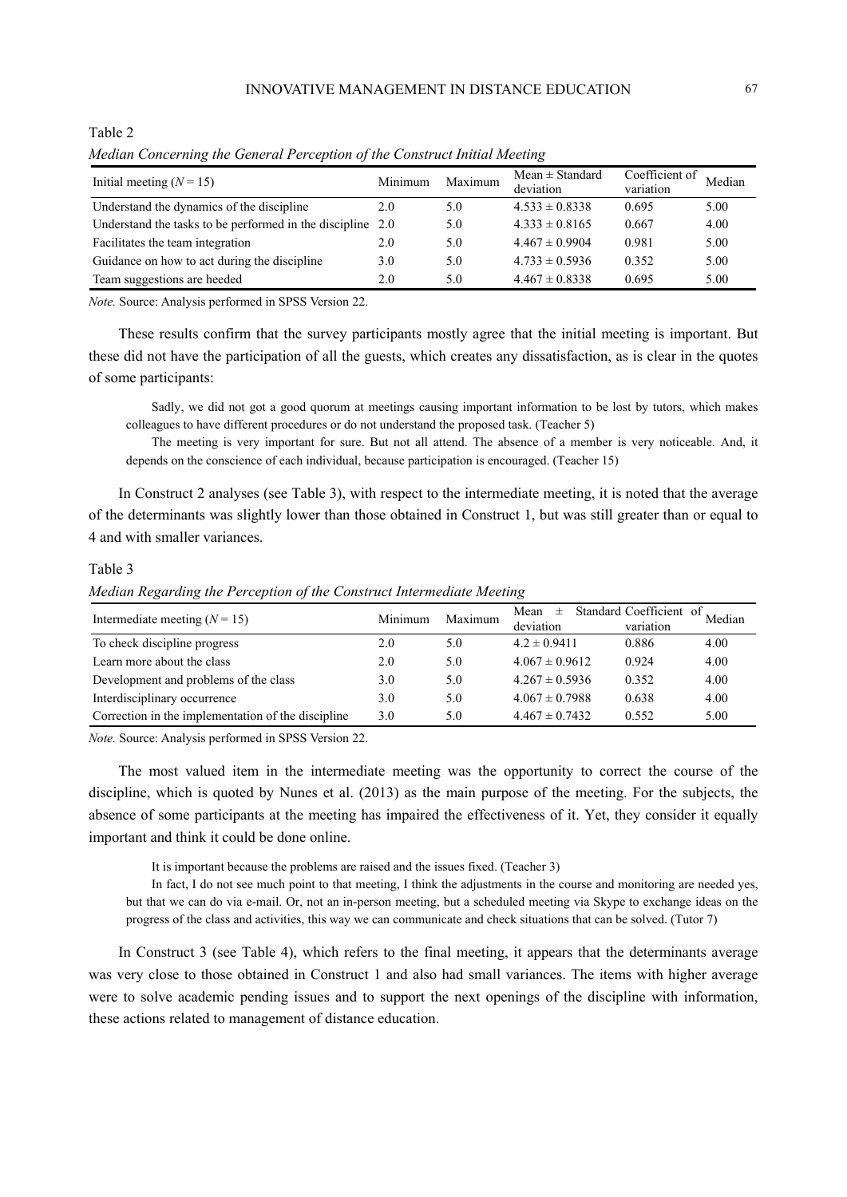Table 2

*Median Concerning the General Perception of the Construct Initial Meeting*

| Initial meeting ($N = 15$) | Minimum | Maximum | Mean ± Standard deviation | Coefficient of variation | Median |
|---|---|---|---|---|---|
| Understand the dynamics of the discipline | 2.0 | 5.0 | 4.533 ± 0.8338 | 0.695 | 5.00 |
| Understand the tasks to be performed in the discipline | 2.0 | 5.0 | 4.333 ± 0.8165 | 0.667 | 4.00 |
| Facilitates the team integration | 2.0 | 5.0 | 4.467 ± 0.9904 | 0.981 | 5.00 |
| Guidance on how to act during the discipline | 3.0 | 5.0 | 4.733 ± 0.5936 | 0.352 | 5.00 |
| Team suggestions are heeded | 2.0 | 5.0 | 4.467 ± 0.8338 | 0.695 | 5.00 |

*Note.* Source: Analysis performed in SPSS Version 22.

These results confirm that the survey participants mostly agree that the initial meeting is important. But these did not have the participation of all the guests, which creates any dissatisfaction, as is clear in the quotes of some participants:

> Sadly, we did not got a good quorum at meetings causing important information to be lost by tutors, which makes colleagues to have different procedures or do not understand the proposed task. (Teacher 5)
>
> The meeting is very important for sure. But not all attend. The absence of a member is very noticeable. And, it depends on the conscience of each individual, because participation is encouraged. (Teacher 15)

In Construct 2 analyses (see Table 3), with respect to the intermediate meeting, it is noted that the average of the determinants was slightly lower than those obtained in Construct 1, but was still greater than or equal to 4 and with smaller variances.

Table 3

*Median Regarding the Perception of the Construct Intermediate Meeting*

| Intermediate meeting ($N = 15$) | Minimum | Maximum | Mean ± Standard deviation | Coefficient of variation | Median |
|---|---|---|---|---|---|
| To check discipline progress | 2.0 | 5.0 | 4.2 ± 0.9411 | 0.886 | 4.00 |
| Learn more about the class | 2.0 | 5.0 | 4.067 ± 0.9612 | 0.924 | 4.00 |
| Development and problems of the class | 3.0 | 5.0 | 4.267 ± 0.5936 | 0.352 | 4.00 |
| Interdisciplinary occurrence | 3.0 | 5.0 | 4.067 ± 0.7988 | 0.638 | 4.00 |
| Correction in the implementation of the discipline | 3.0 | 5.0 | 4.467 ± 0.7432 | 0.552 | 5.00 |

*Note.* Source: Analysis performed in SPSS Version 22.

The most valued item in the intermediate meeting was the opportunity to correct the course of the discipline, which is quoted by Nunes et al. (2013) as the main purpose of the meeting. For the subjects, the absence of some participants at the meeting has impaired the effectiveness of it. Yet, they consider it equally important and think it could be done online.

> It is important because the problems are raised and the issues fixed. (Teacher 3)
>
> In fact, I do not see much point to that meeting, I think the adjustments in the course and monitoring are needed yes, but that we can do via e-mail. Or, not an in-person meeting, but a scheduled meeting via Skype to exchange ideas on the progress of the class and activities, this way we can communicate and check situations that can be solved. (Tutor 7)

In Construct 3 (see Table 4), which refers to the final meeting, it appears that the determinants average was very close to those obtained in Construct 1 and also had small variances. The items with higher average were to solve academic pending issues and to support the next openings of the discipline with information, these actions related to management of distance education.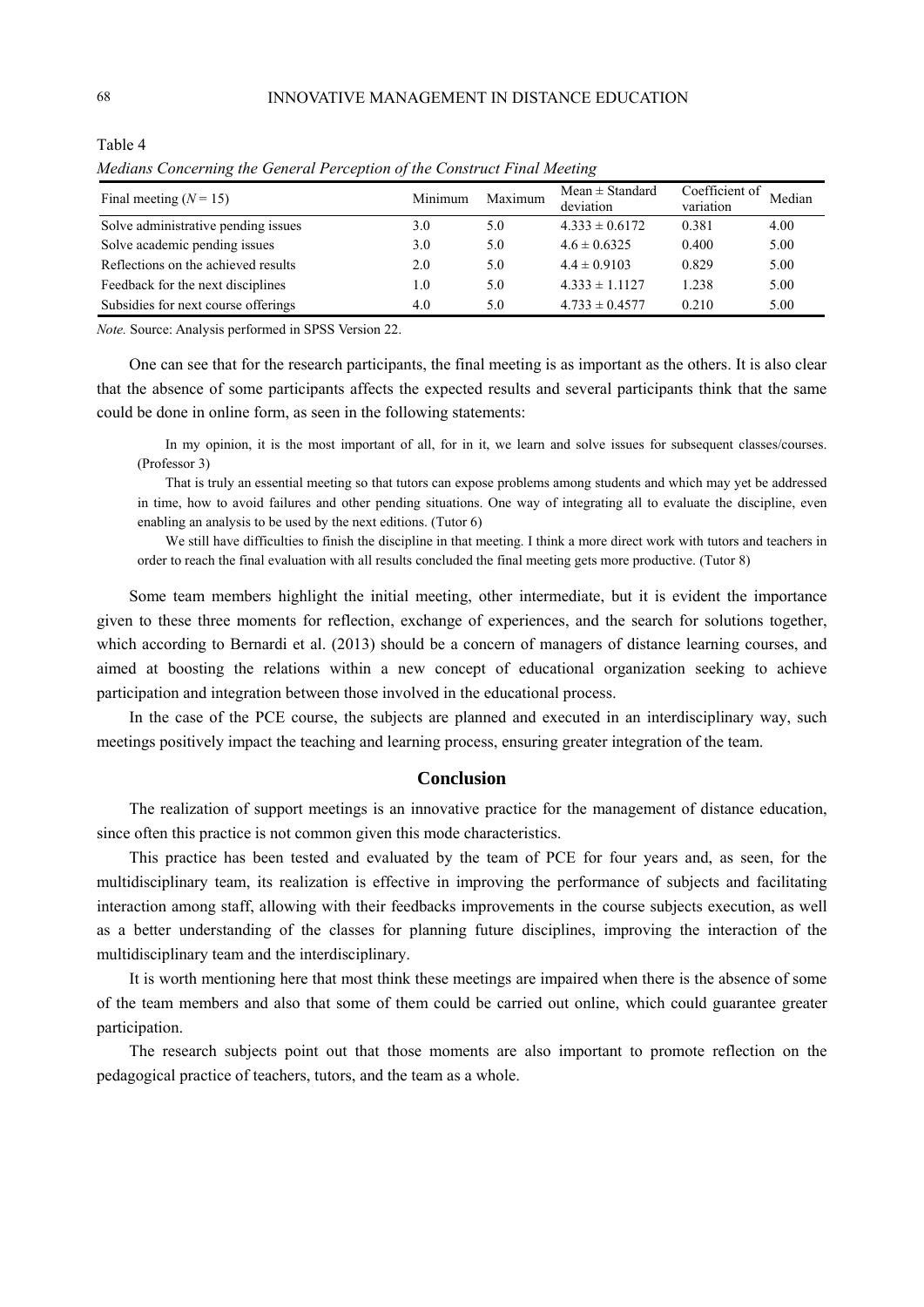Table 4

*Medians Concerning the General Perception of the Construct Final Meeting*

| Final meeting ($N = 15$) | Minimum | Maximum | Mean ± Standard deviation | Coefficient of variation | Median |
|---|---|---|---|---|---|
| Solve administrative pending issues | 3.0 | 5.0 | 4.333 ± 0.6172 | 0.381 | 4.00 |
| Solve academic pending issues | 3.0 | 5.0 | 4.6 ± 0.6325 | 0.400 | 5.00 |
| Reflections on the achieved results | 2.0 | 5.0 | 4.4 ± 0.9103 | 0.829 | 5.00 |
| Feedback for the next disciplines | 1.0 | 5.0 | 4.333 ± 1.1127 | 1.238 | 5.00 |
| Subsidies for next course offerings | 4.0 | 5.0 | 4.733 ± 0.4577 | 0.210 | 5.00 |

*Note.* Source: Analysis performed in SPSS Version 22.

One can see that for the research participants, the final meeting is as important as the others. It is also clear that the absence of some participants affects the expected results and several participants think that the same could be done in online form, as seen in the following statements:

> In my opinion, it is the most important of all, for in it, we learn and solve issues for subsequent classes/courses. (Professor 3)
>
> That is truly an essential meeting so that tutors can expose problems among students and which may yet be addressed in time, how to avoid failures and other pending situations. One way of integrating all to evaluate the discipline, even enabling an analysis to be used by the next editions. (Tutor 6)
>
> We still have difficulties to finish the discipline in that meeting. I think a more direct work with tutors and teachers in order to reach the final evaluation with all results concluded the final meeting gets more productive. (Tutor 8)

Some team members highlight the initial meeting, other intermediate, but it is evident the importance given to these three moments for reflection, exchange of experiences, and the search for solutions together, which according to Bernardi et al. (2013) should be a concern of managers of distance learning courses, and aimed at boosting the relations within a new concept of educational organization seeking to achieve participation and integration between those involved in the educational process.

In the case of the PCE course, the subjects are planned and executed in an interdisciplinary way, such meetings positively impact the teaching and learning process, ensuring greater integration of the team.

## Conclusion

The realization of support meetings is an innovative practice for the management of distance education, since often this practice is not common given this mode characteristics.

This practice has been tested and evaluated by the team of PCE for four years and, as seen, for the multidisciplinary team, its realization is effective in improving the performance of subjects and facilitating interaction among staff, allowing with their feedbacks improvements in the course subjects execution, as well as a better understanding of the classes for planning future disciplines, improving the interaction of the multidisciplinary team and the interdisciplinary.

It is worth mentioning here that most think these meetings are impaired when there is the absence of some of the team members and also that some of them could be carried out online, which could guarantee greater participation.

The research subjects point out that those moments are also important to promote reflection on the pedagogical practice of teachers, tutors, and the team as a whole.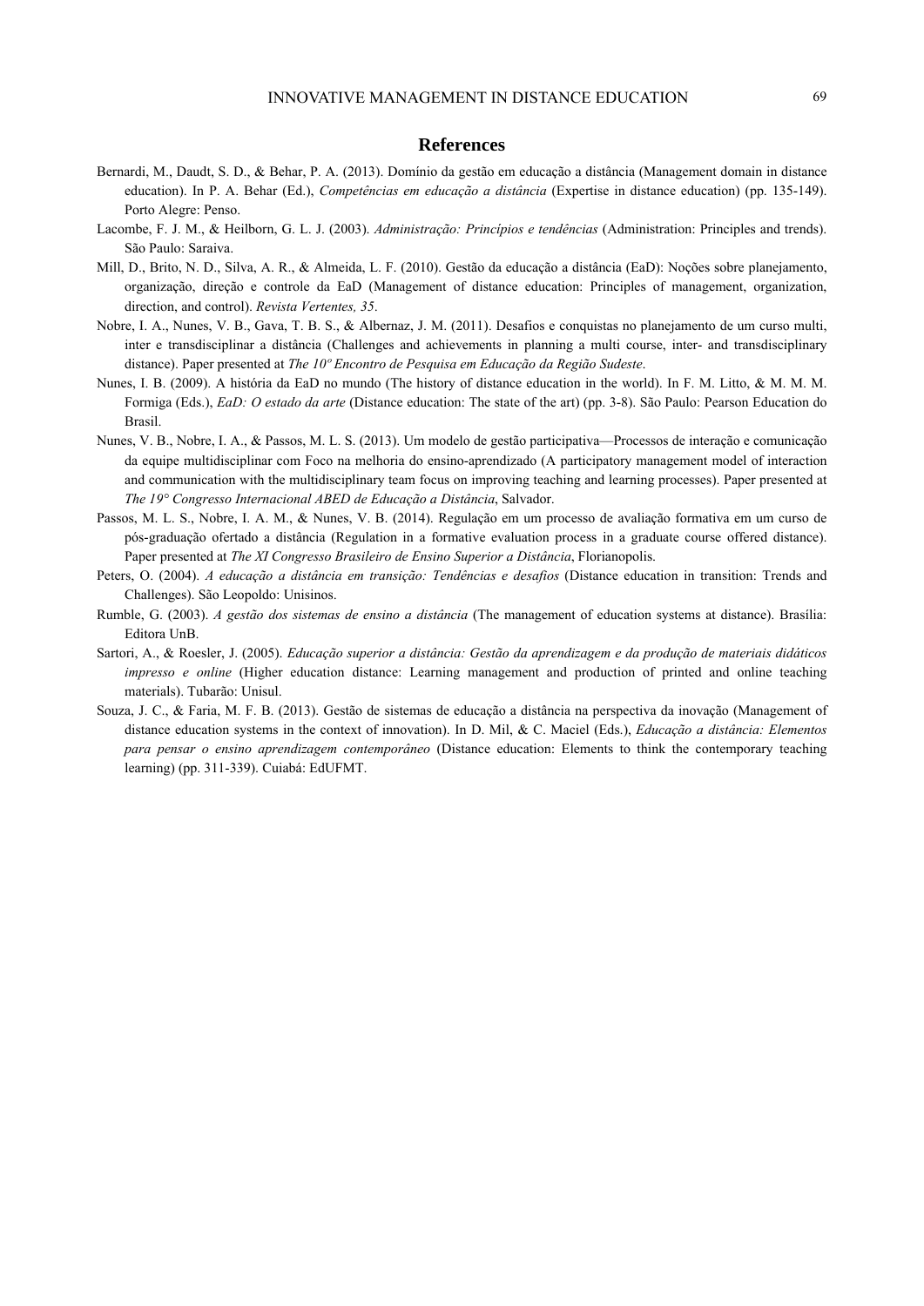## References

Bernardi, M., Daudt, S. D., & Behar, P. A. (2013). Domínio da gestão em educação a distância (Management domain in distance education). In P. A. Behar (Ed.), *Competências em educação a distância* (Expertise in distance education) (pp. 135-149). Porto Alegre: Penso.

Lacombe, F. J. M., & Heilborn, G. L. J. (2003). *Administração: Princípios e tendências* (Administration: Principles and trends). São Paulo: Saraiva.

Mill, D., Brito, N. D., Silva, A. R., & Almeida, L. F. (2010). Gestão da educação a distância (EaD): Noções sobre planejamento, organização, direção e controle da EaD (Management of distance education: Principles of management, organization, direction, and control). *Revista Vertentes, 35*.

Nobre, I. A., Nunes, V. B., Gava, T. B. S., & Albernaz, J. M. (2011). Desafios e conquistas no planejamento de um curso multi, inter e transdisciplinar a distância (Challenges and achievements in planning a multi course, inter- and transdisciplinary distance). Paper presented at *The 10º Encontro de Pesquisa em Educação da Região Sudeste*.

Nunes, I. B. (2009). A história da EaD no mundo (The history of distance education in the world). In F. M. Litto, & M. M. M. Formiga (Eds.), *EaD: O estado da arte* (Distance education: The state of the art) (pp. 3-8). São Paulo: Pearson Education do Brasil.

Nunes, V. B., Nobre, I. A., & Passos, M. L. S. (2013). Um modelo de gestão participativa—Processos de interação e comunicação da equipe multidisciplinar com Foco na melhoria do ensino-aprendizado (A participatory management model of interaction and communication with the multidisciplinary team focus on improving teaching and learning processes). Paper presented at *The 19° Congresso Internacional ABED de Educação a Distância*, Salvador.

Passos, M. L. S., Nobre, I. A. M., & Nunes, V. B. (2014). Regulação em um processo de avaliação formativa em um curso de pós-graduação ofertado a distância (Regulation in a formative evaluation process in a graduate course offered distance). Paper presented at *The XI Congresso Brasileiro de Ensino Superior a Distância*, Florianopolis.

Peters, O. (2004). *A educação a distância em transição: Tendências e desafios* (Distance education in transition: Trends and Challenges). São Leopoldo: Unisinos.

Rumble, G. (2003). *A gestão dos sistemas de ensino a distância* (The management of education systems at distance). Brasília: Editora UnB.

Sartori, A., & Roesler, J. (2005). *Educação superior a distância: Gestão da aprendizagem e da produção de materiais didáticos impresso e online* (Higher education distance: Learning management and production of printed and online teaching materials). Tubarão: Unisul.

Souza, J. C., & Faria, M. F. B. (2013). Gestão de sistemas de educação a distância na perspectiva da inovação (Management of distance education systems in the context of innovation). In D. Mil, & C. Maciel (Eds.), *Educação a distância: Elementos para pensar o ensino aprendizagem contemporâneo* (Distance education: Elements to think the contemporary teaching learning) (pp. 311-339). Cuiabá: EdUFMT.